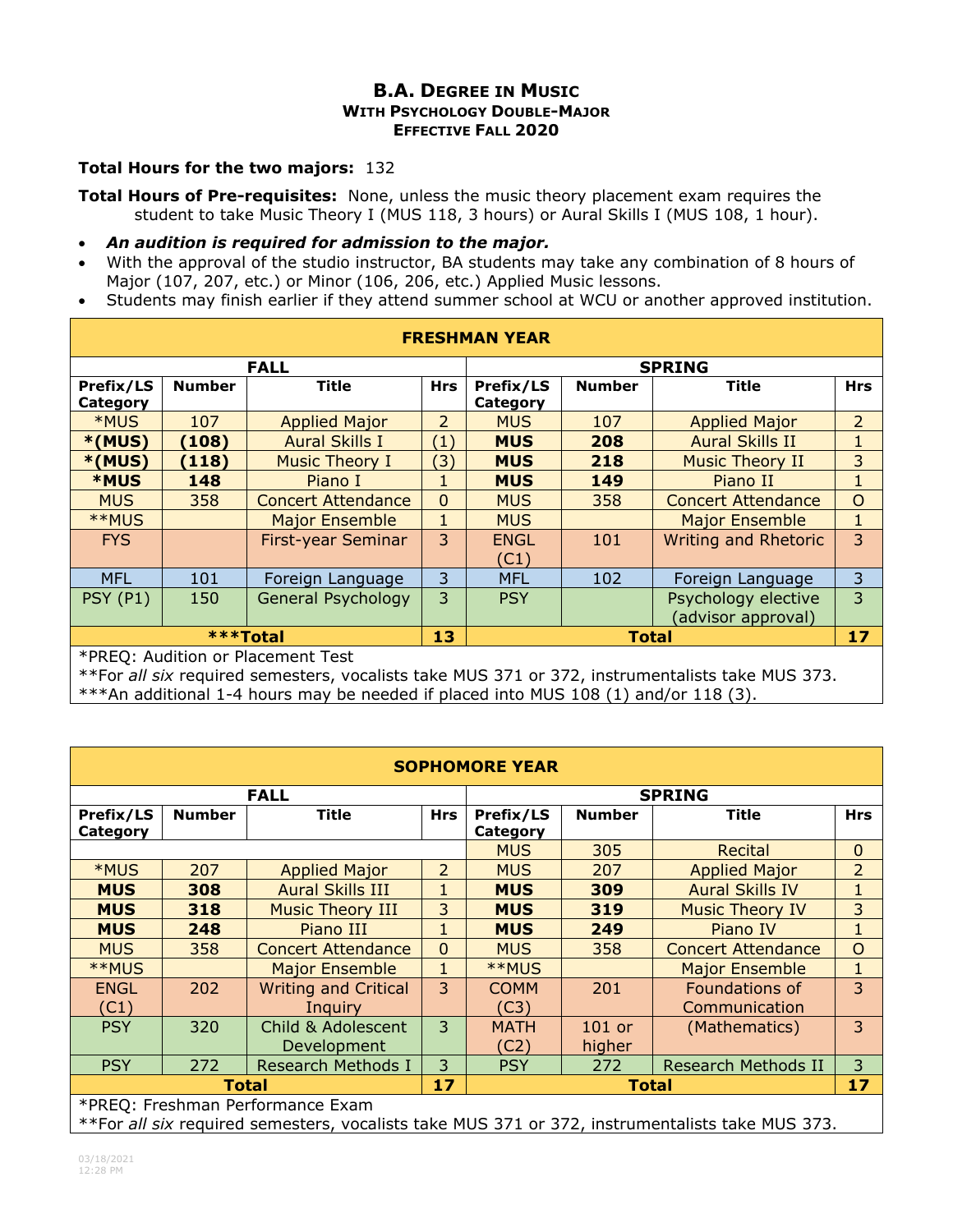# B.A. Degree in Music
## With Psychology Double-Major
## Effective Fall 2020

**Total Hours for the two majors:** 132

**Total Hours of Pre-requisites:** None, unless the music theory placement exam requires the student to take Music Theory I (MUS 118, 3 hours) or Aural Skills I (MUS 108, 1 hour).

- ***An audition is required for admission to the major.***
- With the approval of the studio instructor, BA students may take any combination of 8 hours of Major (107, 207, etc.) or Minor (106, 206, etc.) Applied Music lessons.
- Students may finish earlier if they attend summer school at WCU or another approved institution.

| **FRESHMAN YEAR** | | | | | | | |
|---|---|---|---|---|---|---|---|
| **FALL** | | | | **SPRING** | | | |
| **Prefix/LS Category** | **Number** | **Title** | **Hrs** | **Prefix/LS Category** | **Number** | **Title** | **Hrs** |
| *MUS | 107 | Applied Major | 2 | MUS | 107 | Applied Major | 2 |
| ***(MUS)** | **(108)** | Aural Skills I | (1) | **MUS** | **208** | Aural Skills II | 1 |
| ***(MUS)** | **(118)** | Music Theory I | (3) | **MUS** | **218** | Music Theory II | 3 |
| ***MUS** | **148** | Piano I | 1 | **MUS** | **149** | Piano II | 1 |
| MUS | 358 | Concert Attendance | 0 | MUS | 358 | Concert Attendance | O |
| **MUS | | Major Ensemble | 1 | MUS | | Major Ensemble | 1 |
| FYS | | First-year Seminar | 3 | ENGL (C1) | 101 | Writing and Rhetoric | 3 |
| MFL | 101 | Foreign Language | 3 | MFL | 102 | Foreign Language | 3 |
| PSY (P1) | 150 | General Psychology | 3 | PSY | | Psychology elective (advisor approval) | 3 |
| ***Total | | | **13** | **Total** | | | **17** |

*PREQ: Audition or Placement Test
**For *all six* required semesters, vocalists take MUS 371 or 372, instrumentalists take MUS 373.
***An additional 1-4 hours may be needed if placed into MUS 108 (1) and/or 118 (3).

| **SOPHOMORE YEAR** | | | | | | | |
|---|---|---|---|---|---|---|---|
| **FALL** | | | | **SPRING** | | | |
| **Prefix/LS Category** | **Number** | **Title** | **Hrs** | **Prefix/LS Category** | **Number** | **Title** | **Hrs** |
| | | | | MUS | 305 | Recital | 0 |
| *MUS | 207 | Applied Major | 2 | MUS | 207 | Applied Major | 2 |
| **MUS** | **308** | Aural Skills III | 1 | **MUS** | **309** | Aural Skills IV | 1 |
| **MUS** | **318** | Music Theory III | 3 | **MUS** | **319** | Music Theory IV | 3 |
| **MUS** | **248** | Piano III | 1 | **MUS** | **249** | Piano IV | 1 |
| MUS | 358 | Concert Attendance | 0 | MUS | 358 | Concert Attendance | O |
| **MUS | | Major Ensemble | 1 | **MUS | | Major Ensemble | 1 |
| ENGL (C1) | 202 | Writing and Critical Inquiry | 3 | COMM (C3) | 201 | Foundations of Communication | 3 |
| PSY | 320 | Child & Adolescent Development | 3 | MATH (C2) | 101 or higher | (Mathematics) | 3 |
| PSY | 272 | Research Methods I | 3 | PSY | 272 | Research Methods II | 3 |
| **Total** | | | **17** | **Total** | | | **17** |

*PREQ: Freshman Performance Exam
**For *all six* required semesters, vocalists take MUS 371 or 372, instrumentalists take MUS 373.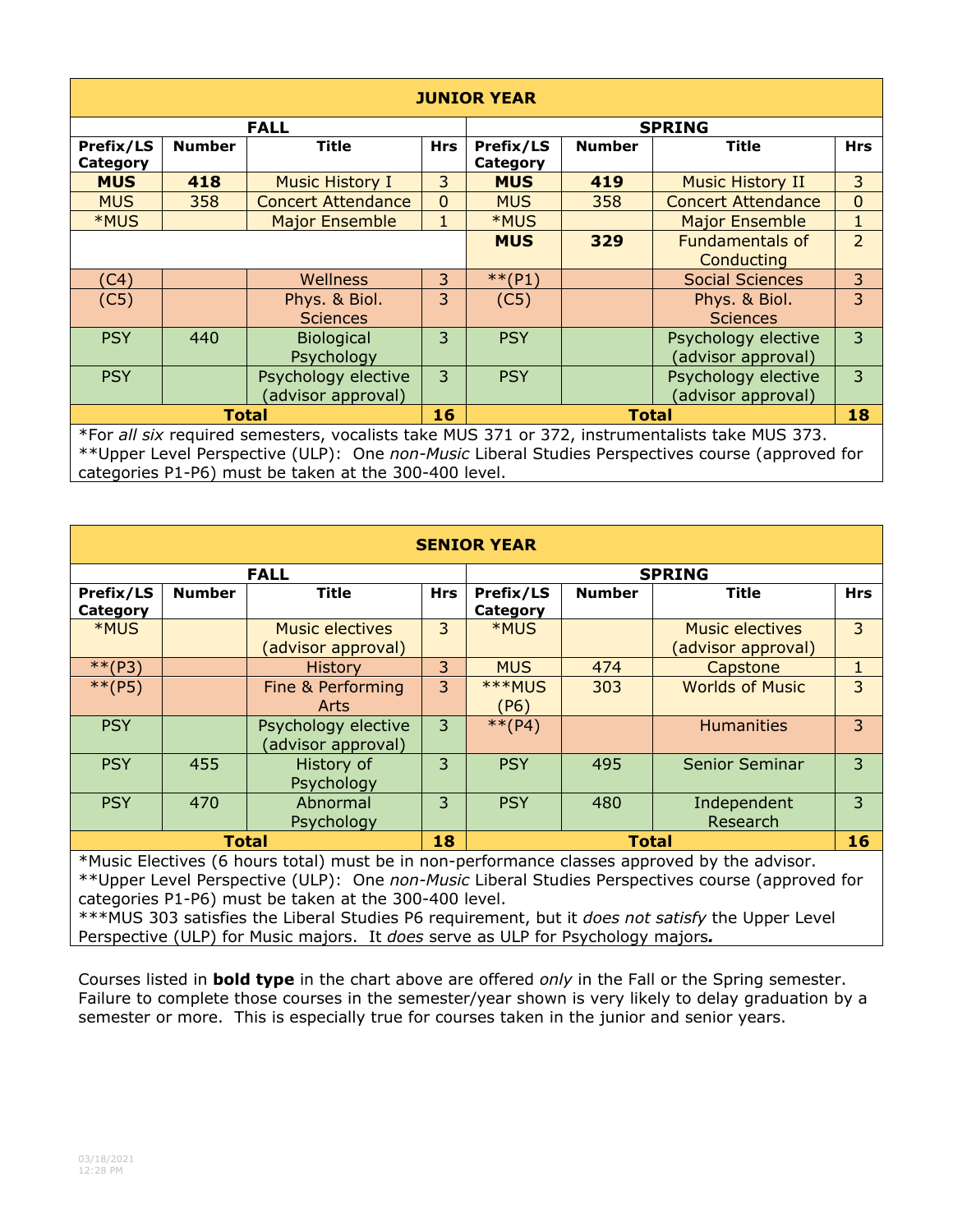| JUNIOR YEAR | | | | | | | |
|---|---|---|---|---|---|---|---|
| FALL | | | | SPRING | | | |
| **Prefix/LS Category** | **Number** | **Title** | **Hrs** | **Prefix/LS Category** | **Number** | **Title** | **Hrs** |
| **MUS** | **418** | Music History I | 3 | **MUS** | **419** | Music History II | 3 |
| MUS | 358 | Concert Attendance | 0 | MUS | 358 | Concert Attendance | 0 |
| *MUS | | Major Ensemble | 1 | *MUS | | Major Ensemble | 1 |
| | | | | **MUS** | **329** | Fundamentals of Conducting | 2 |
| (C4) | | Wellness | 3 | **(P1) | | Social Sciences | 3 |
| (C5) | | Phys. & Biol. Sciences | 3 | (C5) | | Phys. & Biol. Sciences | 3 |
| PSY | 440 | Biological Psychology | 3 | PSY | | Psychology elective (advisor approval) | 3 |
| PSY | | Psychology elective (advisor approval) | 3 | PSY | | Psychology elective (advisor approval) | 3 |
| **Total** | | | **16** | **Total** | | | **18** |

*For *all six* required semesters, vocalists take MUS 371 or 372, instrumentalists take MUS 373.
**Upper Level Perspective (ULP): One *non-Music* Liberal Studies Perspectives course (approved for categories P1-P6) must be taken at the 300-400 level.

| SENIOR YEAR | | | | | | | |
|---|---|---|---|---|---|---|---|
| FALL | | | | SPRING | | | |
| **Prefix/LS Category** | **Number** | **Title** | **Hrs** | **Prefix/LS Category** | **Number** | **Title** | **Hrs** |
| *MUS | | Music electives (advisor approval) | 3 | *MUS | | Music electives (advisor approval) | 3 |
| **(P3) | | History | 3 | MUS | 474 | Capstone | 1 |
| **(P5) | | Fine & Performing Arts | 3 | ***MUS (P6) | 303 | Worlds of Music | 3 |
| PSY | | Psychology elective (advisor approval) | 3 | **(P4) | | Humanities | 3 |
| PSY | 455 | History of Psychology | 3 | PSY | 495 | Senior Seminar | 3 |
| PSY | 470 | Abnormal Psychology | 3 | PSY | 480 | Independent Research | 3 |
| **Total** | | | **18** | **Total** | | | **16** |

*Music Electives (6 hours total) must be in non-performance classes approved by the advisor.
**Upper Level Perspective (ULP): One *non-Music* Liberal Studies Perspectives course (approved for categories P1-P6) must be taken at the 300-400 level.
***MUS 303 satisfies the Liberal Studies P6 requirement, but it *does not satisfy* the Upper Level Perspective (ULP) for Music majors. It *does* serve as ULP for Psychology majors.

Courses listed in **bold type** in the chart above are offered *only* in the Fall or the Spring semester. Failure to complete those courses in the semester/year shown is very likely to delay graduation by a semester or more. This is especially true for courses taken in the junior and senior years.

03/18/2021
12:28 PM